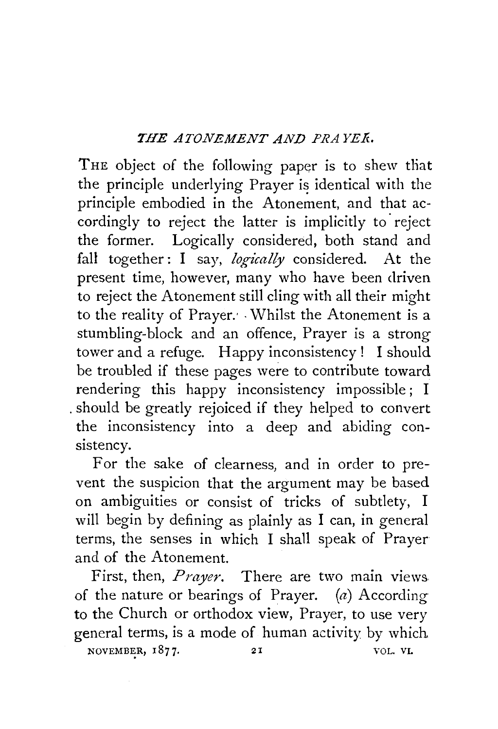## *THE ATONEMENT AND PRAYER.*

THE object of the following paper is to shew that the principle underlying Prayer is identical with the principle embodied in the Atonement, and that accordingly to reject the latter is implicitly to reject the former. Logically considered, both stand and fall together: I say, *logically* considered. At the present time, however, many who have been driven to reject the Atonement still cling with all their might to the reality of Prayer. Whilst the Atonement is a stumbling-block and an offence, Prayer is a strong tower and a refuge. Happy inconsistency! I should be troubled if these pages were to contribute toward rendering this happy inconsistency impossible; I should be greatly rejoiced if they helped to convert the inconsistency into a deep and abiding consistency.

For the sake of clearness, and in order to prevent the suspicion that the argument may be based on ambiguities or consist of tricks of subtlety, I will begin by defining as plainly as I can, in general terms, the senses in which I shall speak of Prayer and of the Atonement.

First, then, *Prayer*. There are two main views of the nature or bearings of Prayer. (*a*) According to the Church or orthodox view, Prayer, to use very general terms, is a mode of human activity by which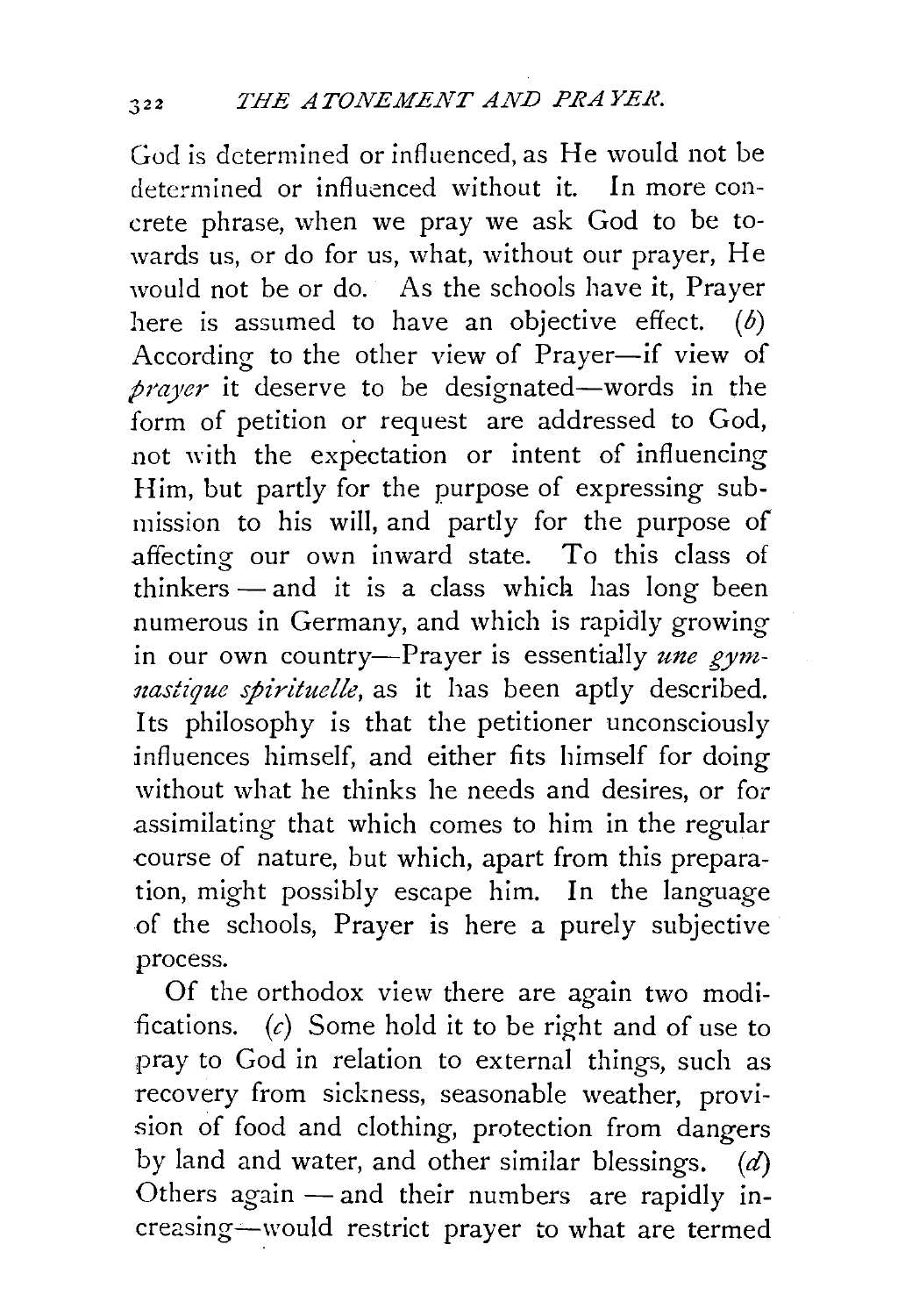God is determined or influenced, as He would not be determined or influenced without it. In more concrete phrase, when we pray we ask God to be towards us, or do for us, what, without our prayer, He would not be or do. As the schools have it, Prayer here is assumed to have an objective effect. (*b*) According to the other view of Prayer—if view of *prayer* it deserve to be designated—words in the form of petition or request are addressed to God, not with the expectation or intent of influencing Him, but partly for the purpose of expressing submission to his will, and partly for the purpose of affecting our own inward state. To this class of thinkers — and it is a class which has long been numerous in Germany, and which is rapidly growing in our own country—Prayer is essentially *une gymnastique spirituelle*, as it has been aptly described. Its philosophy is that the petitioner unconsciously influences himself, and either fits himself for doing without what he thinks he needs and desires, or for assimilating that which comes to him in the regular course of nature, but which, apart from this preparation, might possibly escape him. In the language of the schools, Prayer is here a purely subjective process.

Of the orthodox view there are again two modifications. (*c*) Some hold it to be right and of use to pray to God in relation to external things, such as recovery from sickness, seasonable weather, provision of food and clothing, protection from dangers by land and water, and other similar blessings. (*d*) Others again — and their numbers are rapidly increasing—would restrict prayer to what are termed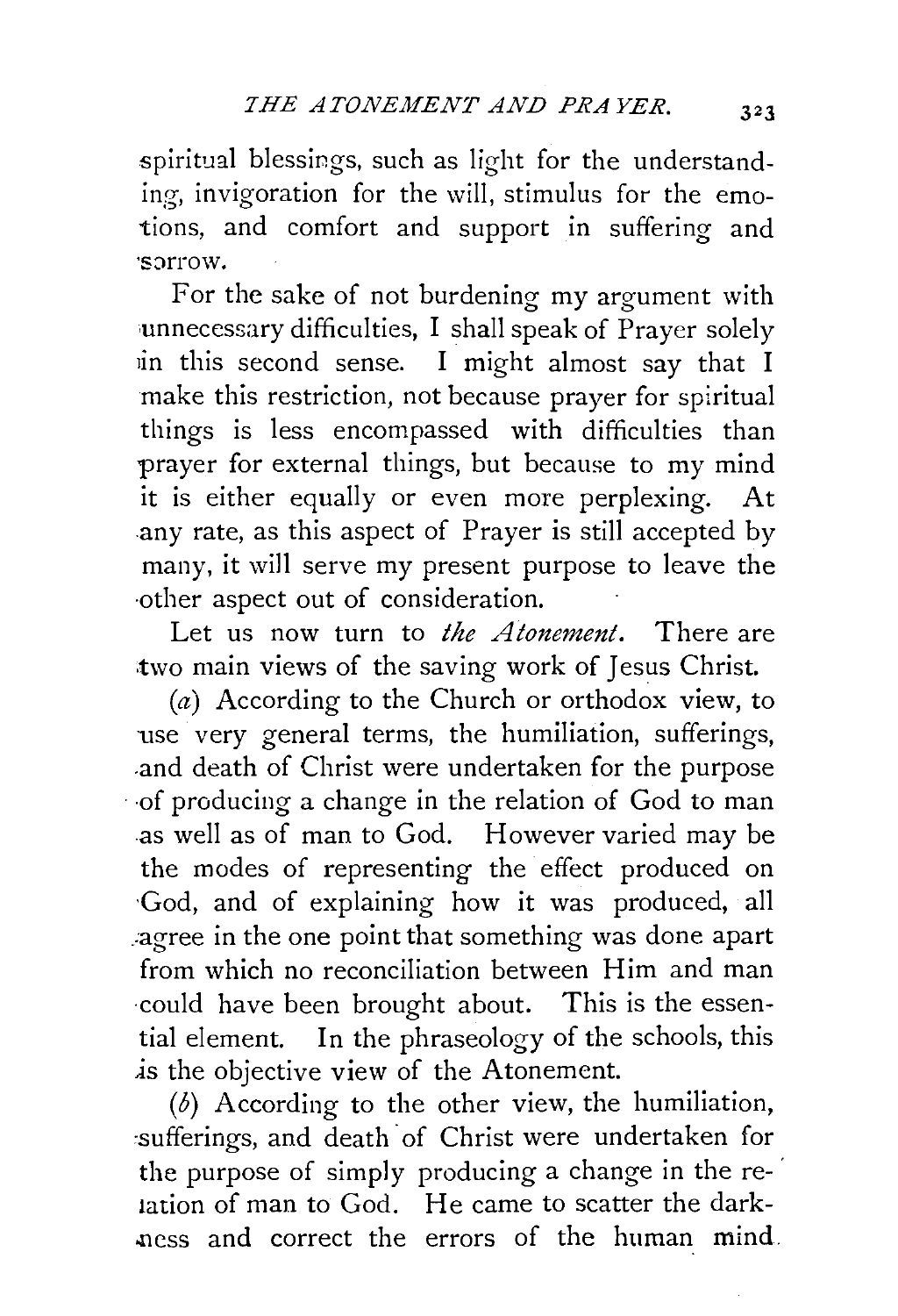spiritual blessings, such as light for the understanding, invigoration for the will, stimulus for the emotions, and comfort and support in suffering and sorrow.

For the sake of not burdening my argument with unnecessary difficulties, I shall speak of Prayer solely in this second sense. I might almost say that I make this restriction, not because prayer for spiritual things is less encompassed with difficulties than prayer for external things, but because to my mind it is either equally or even more perplexing. At any rate, as this aspect of Prayer is still accepted by many, it will serve my present purpose to leave the other aspect out of consideration.

Let us now turn to *the Atonement*. There are two main views of the saving work of Jesus Christ.

(*a*) According to the Church or orthodox view, to use very general terms, the humiliation, sufferings, and death of Christ were undertaken for the purpose of producing a change in the relation of God to man as well as of man to God. However varied may be the modes of representing the effect produced on God, and of explaining how it was produced, all agree in the one point that something was done apart from which no reconciliation between Him and man could have been brought about. This is the essential element. In the phraseology of the schools, this is the objective view of the Atonement.

(*b*) According to the other view, the humiliation, sufferings, and death of Christ were undertaken for the purpose of simply producing a change in the relation of man to God. He came to scatter the darkness and correct the errors of the human mind.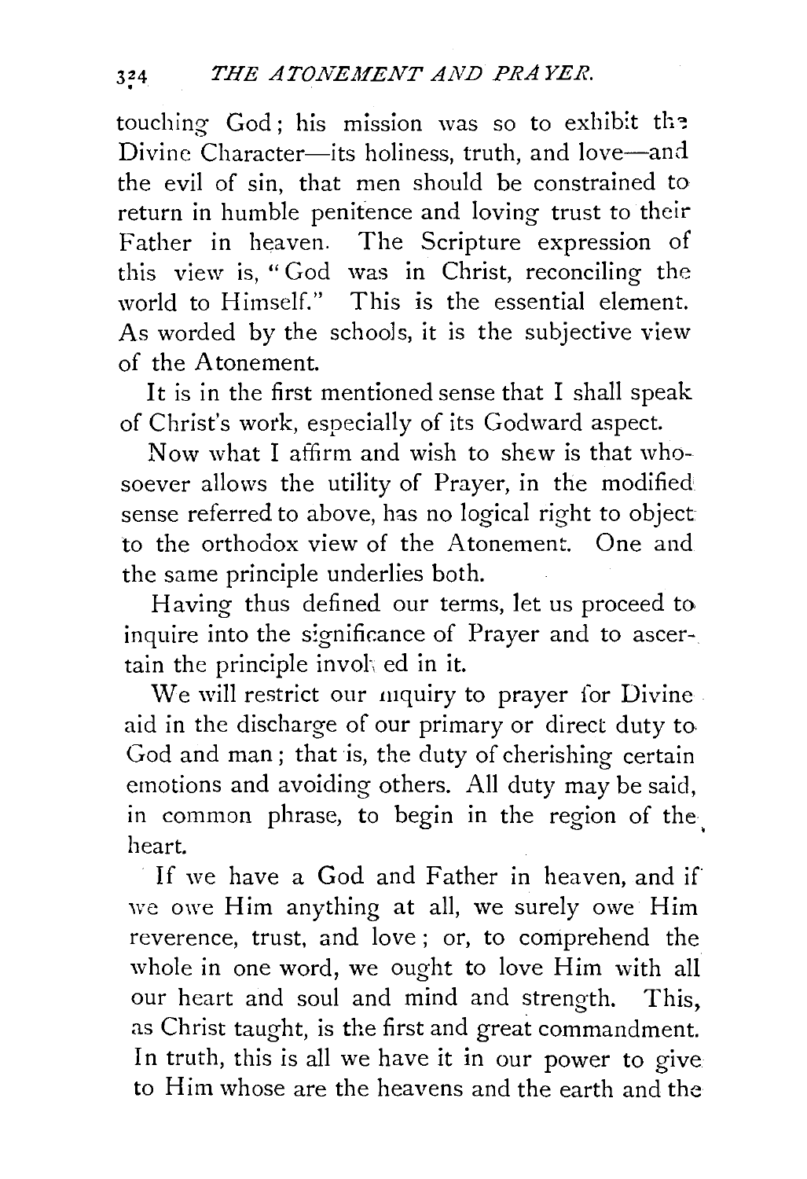touching God; his mission was so to exhibit the Divine Character—its holiness, truth, and love—and the evil of sin, that men should be constrained to return in humble penitence and loving trust to their Father in heaven. The Scripture expression of this view is, "God was in Christ, reconciling the world to Himself." This is the essential element. As worded by the schools, it is the subjective view of the Atonement.

It is in the first mentioned sense that I shall speak of Christ's work, especially of its Godward aspect.

Now what I affirm and wish to shew is that whosoever allows the utility of Prayer, in the modified sense referred to above, has no logical right to object to the orthodox view of the Atonement. One and the same principle underlies both.

Having thus defined our terms, let us proceed to inquire into the significance of Prayer and to ascertain the principle involved in it.

We will restrict our inquiry to prayer for Divine aid in the discharge of our primary or direct duty to God and man; that is, the duty of cherishing certain emotions and avoiding others. All duty may be said, in common phrase, to begin in the region of the heart.

If we have a God and Father in heaven, and if we owe Him anything at all, we surely owe Him reverence, trust, and love; or, to comprehend the whole in one word, we ought to love Him with all our heart and soul and mind and strength. This, as Christ taught, is the first and great commandment. In truth, this is all we have it in our power to give to Him whose are the heavens and the earth and the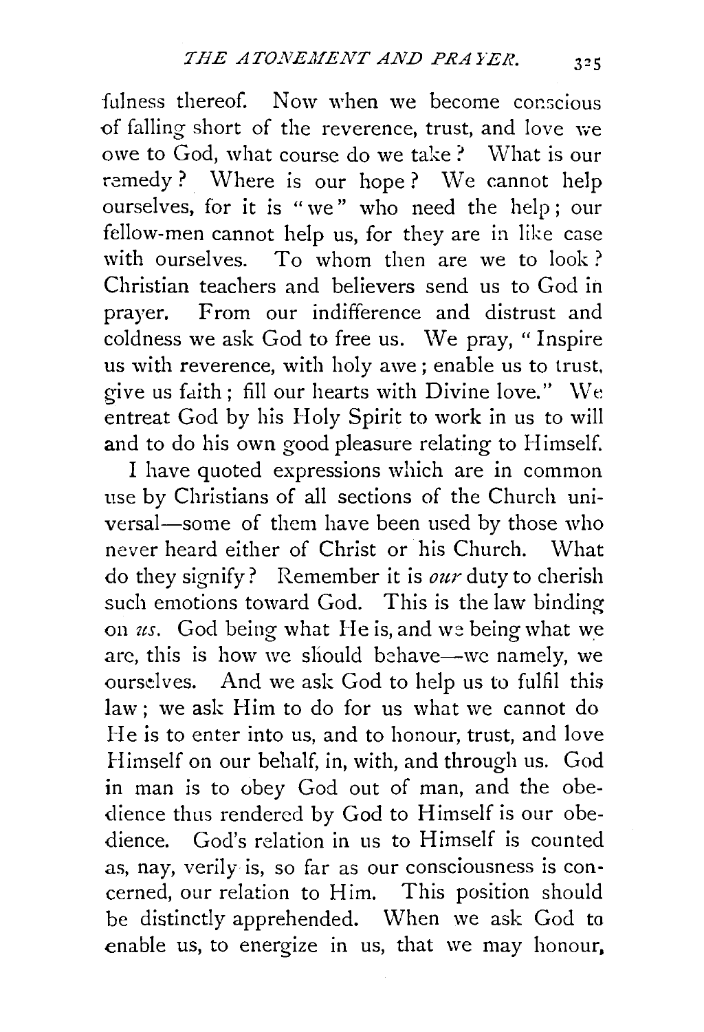fulness thereof. Now when we become conscious of falling short of the reverence, trust, and love we owe to God, what course do we take? What is our remedy? Where is our hope? We cannot help ourselves, for it is "we" who need the help; our fellow-men cannot help us, for they are in like case with ourselves. To whom then are we to look? Christian teachers and believers send us to God in prayer. From our indifference and distrust and coldness we ask God to free us. We pray, "Inspire us with reverence, with holy awe; enable us to trust, give us faith; fill our hearts with Divine love." We entreat God by his Holy Spirit to work in us to will and to do his own good pleasure relating to Himself.

I have quoted expressions which are in common use by Christians of all sections of the Church universal—some of them have been used by those who never heard either of Christ or his Church. What do they signify? Remember it is *our* duty to cherish such emotions toward God. This is the law binding on *us*. God being what He is, and we being what we are, this is how we should behave—we namely, we ourselves. And we ask God to help us to fulfil this law; we ask Him to do for us what we cannot do He is to enter into us, and to honour, trust, and love Himself on our behalf, in, with, and through us. God in man is to obey God out of man, and the obedience thus rendered by God to Himself is our obedience. God's relation in us to Himself is counted as, nay, verily is, so far as our consciousness is concerned, our relation to Him. This position should be distinctly apprehended. When we ask God to enable us, to energize in us, that we may honour,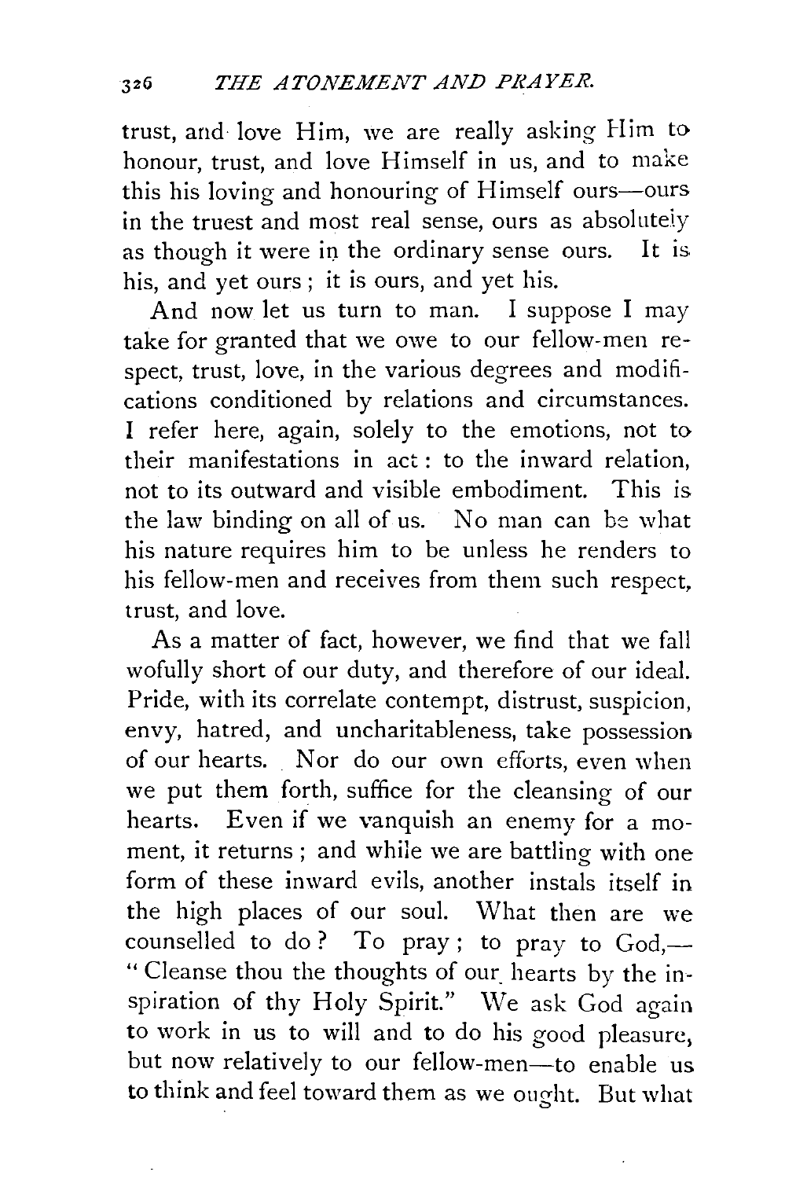trust, and love Him, we are really asking Him to honour, trust, and love Himself in us, and to make this his loving and honouring of Himself ours—ours in the truest and most real sense, ours as absolutely as though it were in the ordinary sense ours. It is his, and yet ours; it is ours, and yet his.

And now let us turn to man. I suppose I may take for granted that we owe to our fellow-men respect, trust, love, in the various degrees and modifications conditioned by relations and circumstances. I refer here, again, solely to the emotions, not to their manifestations in act: to the inward relation, not to its outward and visible embodiment. This is the law binding on all of us. No man can be what his nature requires him to be unless he renders to his fellow-men and receives from them such respect, trust, and love.

As a matter of fact, however, we find that we fall wofully short of our duty, and therefore of our ideal. Pride, with its correlate contempt, distrust, suspicion, envy, hatred, and uncharitableness, take possession of our hearts. Nor do our own efforts, even when we put them forth, suffice for the cleansing of our hearts. Even if we vanquish an enemy for a moment, it returns; and while we are battling with one form of these inward evils, another instals itself in the high places of our soul. What then are we counselled to do? To pray; to pray to God,—"Cleanse thou the thoughts of our hearts by the inspiration of thy Holy Spirit." We ask God again to work in us to will and to do his good pleasure, but now relatively to our fellow-men—to enable us to think and feel toward them as we ought. But what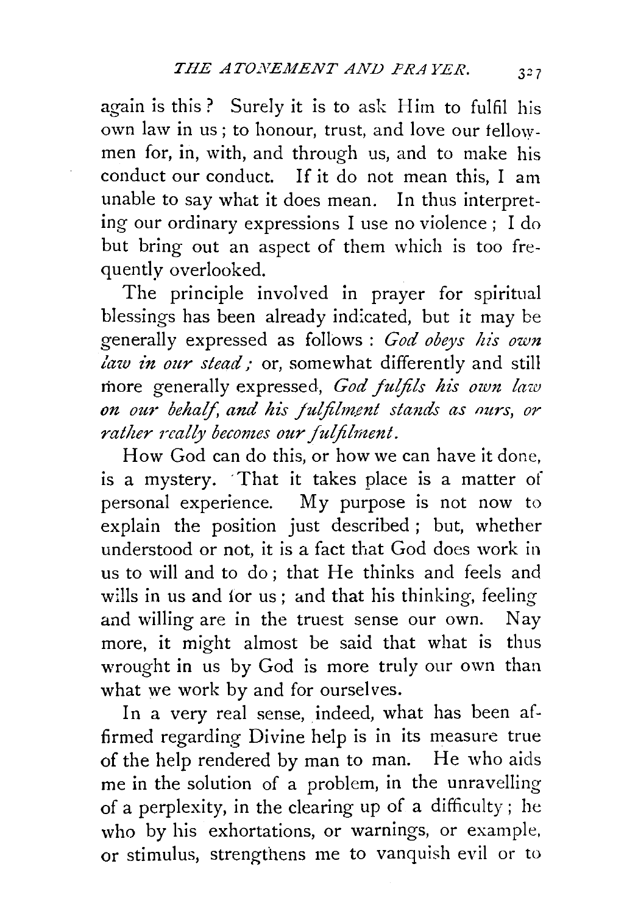again is this? Surely it is to ask Him to fulfil his own law in us; to honour, trust, and love our fellow-men for, in, with, and through us, and to make his conduct our conduct. If it do not mean this, I am unable to say what it does mean. In thus interpreting our ordinary expressions I use no violence; I do but bring out an aspect of them which is too frequently overlooked.

The principle involved in prayer for spiritual blessings has been already indicated, but it may be generally expressed as follows: *God obeys his own law in our stead;* or, somewhat differently and still more generally expressed, *God fulfils his own law on our behalf, and his fulfilment stands as ours, or rather really becomes our fulfilment.*

How God can do this, or how we can have it done, is a mystery. That it takes place is a matter of personal experience. My purpose is not now to explain the position just described; but, whether understood or not, it is a fact that God does work in us to will and to do; that He thinks and feels and wills in us and for us; and that his thinking, feeling and willing are in the truest sense our own. Nay more, it might almost be said that what is thus wrought in us by God is more truly our own than what we work by and for ourselves.

In a very real sense, indeed, what has been affirmed regarding Divine help is in its measure true of the help rendered by man to man. He who aids me in the solution of a problem, in the unravelling of a perplexity, in the clearing up of a difficulty; he who by his exhortations, or warnings, or example, or stimulus, strengthens me to vanquish evil or to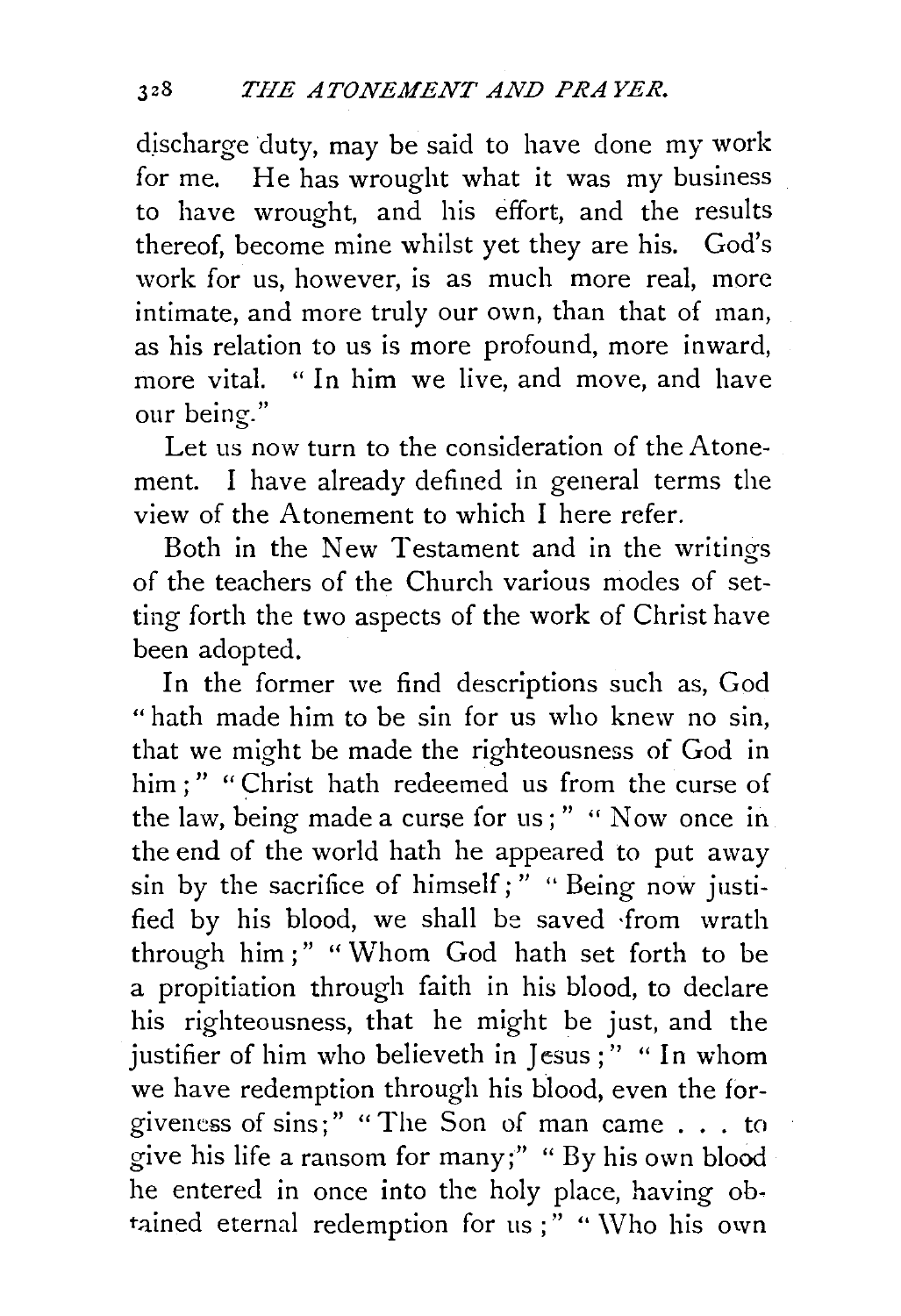discharge duty, may be said to have done my work for me. He has wrought what it was my business to have wrought, and his effort, and the results thereof, become mine whilst yet they are his. God's work for us, however, is as much more real, more intimate, and more truly our own, than that of man, as his relation to us is more profound, more inward, more vital. "In him we live, and move, and have our being."

Let us now turn to the consideration of the Atonement. I have already defined in general terms the view of the Atonement to which I here refer.

Both in the New Testament and in the writings of the teachers of the Church various modes of setting forth the two aspects of the work of Christ have been adopted.

In the former we find descriptions such as, God "hath made him to be sin for us who knew no sin, that we might be made the righteousness of God in him;" "Christ hath redeemed us from the curse of the law, being made a curse for us;" "Now once in the end of the world hath he appeared to put away sin by the sacrifice of himself;" "Being now justified by his blood, we shall be saved from wrath through him;" "Whom God hath set forth to be a propitiation through faith in his blood, to declare his righteousness, that he might be just, and the justifier of him who believeth in Jesus;" "In whom we have redemption through his blood, even the forgiveness of sins;" "The Son of man came . . . to give his life a ransom for many;" "By his own blood he entered in once into the holy place, having obtained eternal redemption for us;" "Who his own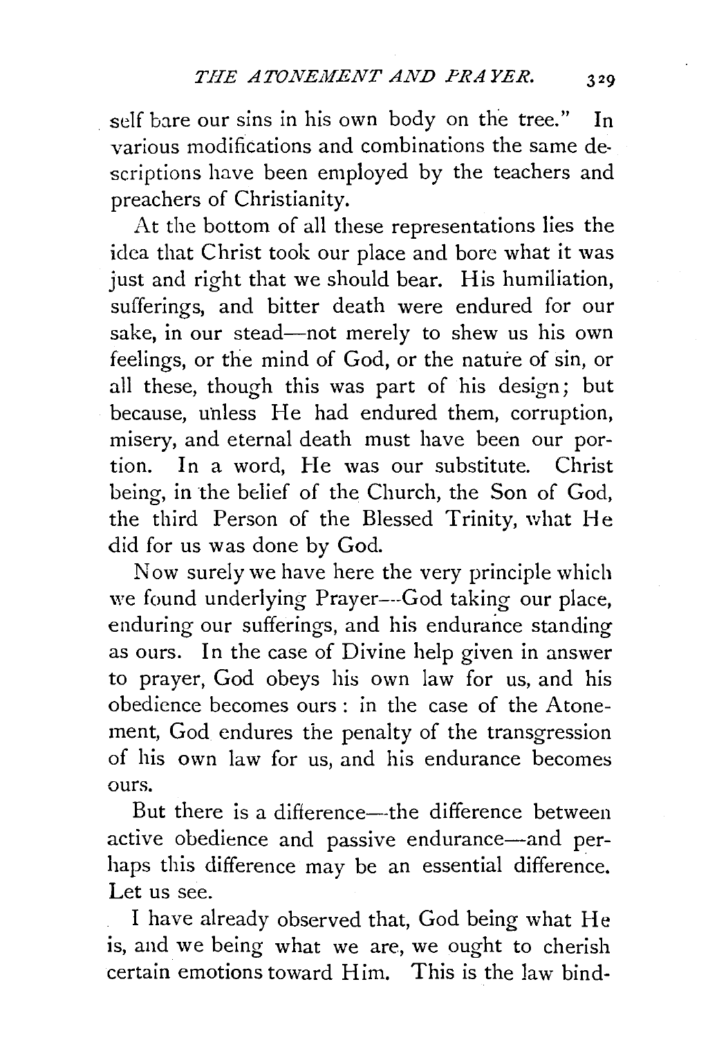self bare our sins in his own body on the tree." In various modifications and combinations the same descriptions have been employed by the teachers and preachers of Christianity.

At the bottom of all these representations lies the idea that Christ took our place and bore what it was just and right that we should bear. His humiliation, sufferings, and bitter death were endured for our sake, in our stead—not merely to shew us his own feelings, or the mind of God, or the nature of sin, or all these, though this was part of his design; but because, unless He had endured them, corruption, misery, and eternal death must have been our portion. In a word, He was our substitute. Christ being, in the belief of the Church, the Son of God, the third Person of the Blessed Trinity, what He did for us was done by God.

Now surely we have here the very principle which we found underlying Prayer—God taking our place, enduring our sufferings, and his endurance standing as ours. In the case of Divine help given in answer to prayer, God obeys his own law for us, and his obedience becomes ours: in the case of the Atonement, God endures the penalty of the transgression of his own law for us, and his endurance becomes ours.

But there is a difference—the difference between active obedience and passive endurance—and perhaps this difference may be an essential difference. Let us see.

I have already observed that, God being what He is, and we being what we are, we ought to cherish certain emotions toward Him. This is the law bind-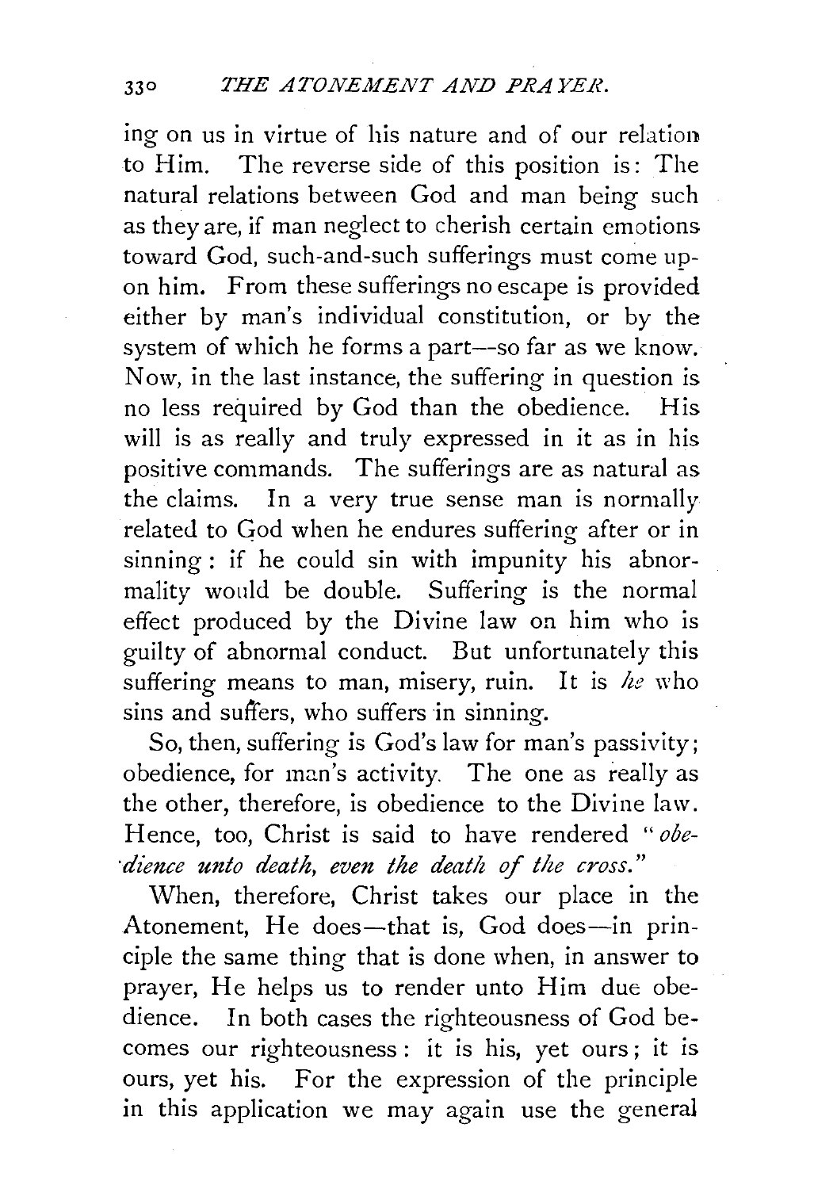ing on us in virtue of his nature and of our relation to Him. The reverse side of this position is: The natural relations between God and man being such as they are, if man neglect to cherish certain emotions toward God, such-and-such sufferings must come upon him. From these sufferings no escape is provided either by man's individual constitution, or by the system of which he forms a part—so far as we know. Now, in the last instance, the suffering in question is no less required by God than the obedience. His will is as really and truly expressed in it as in his positive commands. The sufferings are as natural as the claims. In a very true sense man is normally related to God when he endures suffering after or in sinning: if he could sin with impunity his abnormality would be double. Suffering is the normal effect produced by the Divine law on him who is guilty of abnormal conduct. But unfortunately this suffering means to man, misery, ruin. It is *he* who sins and suffers, who suffers in sinning.

So, then, suffering is God's law for man's passivity; obedience, for man's activity. The one as really as the other, therefore, is obedience to the Divine law. Hence, too, Christ is said to have rendered "*obedience unto death, even the death of the cross.*"

When, therefore, Christ takes our place in the Atonement, He does—that is, God does—in principle the same thing that is done when, in answer to prayer, He helps us to render unto Him due obedience. In both cases the righteousness of God becomes our righteousness: it is his, yet ours; it is ours, yet his. For the expression of the principle in this application we may again use the general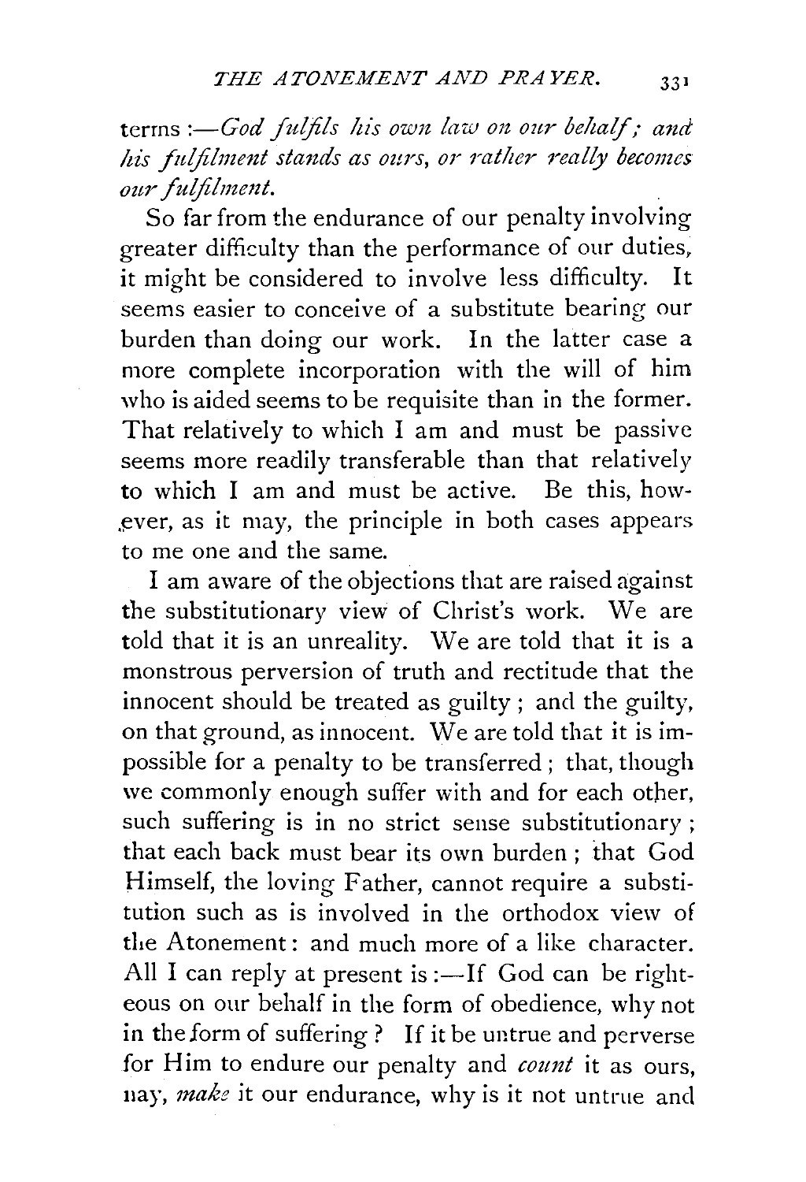terms :—*God fulfils his own law on our behalf; and his fulfilment stands as ours, or rather really becomes our fulfilment.*

So far from the endurance of our penalty involving greater difficulty than the performance of our duties, it might be considered to involve less difficulty. It seems easier to conceive of a substitute bearing our burden than doing our work. In the latter case a more complete incorporation with the will of him who is aided seems to be requisite than in the former. That relatively to which I am and must be passive seems more readily transferable than that relatively to which I am and must be active. Be this, however, as it may, the principle in both cases appears to me one and the same.

I am aware of the objections that are raised against the substitutionary view of Christ's work. We are told that it is an unreality. We are told that it is a monstrous perversion of truth and rectitude that the innocent should be treated as guilty; and the guilty, on that ground, as innocent. We are told that it is impossible for a penalty to be transferred; that, though we commonly enough suffer with and for each other, such suffering is in no strict sense substitutionary; that each back must bear its own burden; that God Himself, the loving Father, cannot require a substitution such as is involved in the orthodox view of the Atonement: and much more of a like character. All I can reply at present is :—If God can be righteous on our behalf in the form of obedience, why not in the form of suffering? If it be untrue and perverse for Him to endure our penalty and *count* it as ours, nay, *make* it our endurance, why is it not untrue and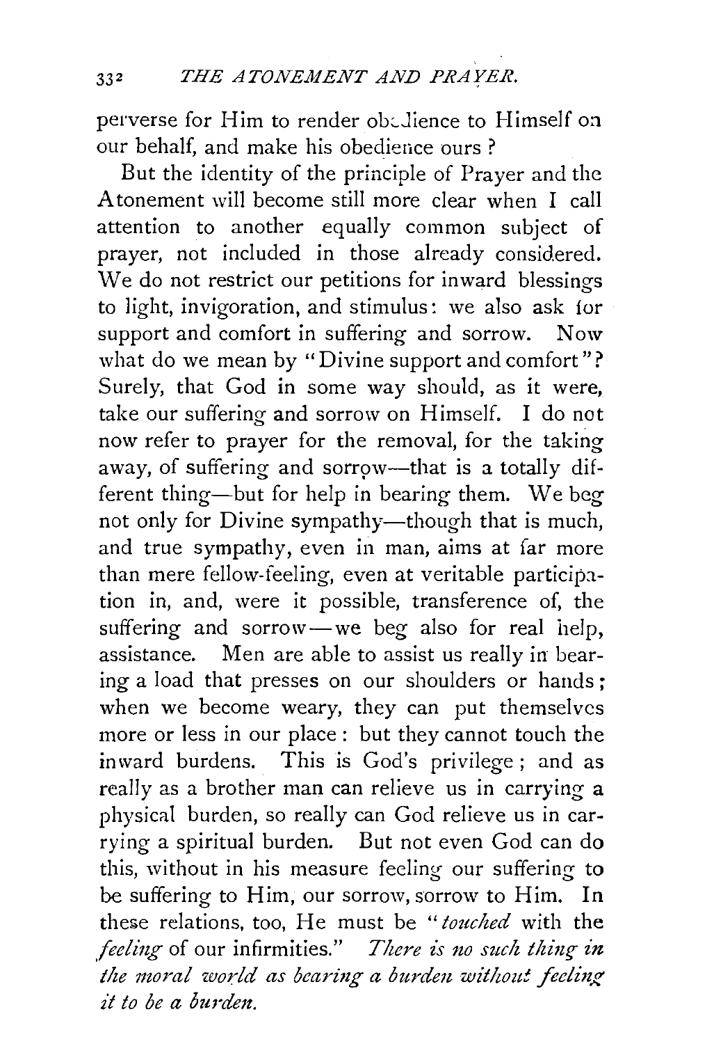perverse for Him to render obedience to Himself on our behalf, and make his obedience ours?

But the identity of the principle of Prayer and the Atonement will become still more clear when I call attention to another equally common subject of prayer, not included in those already considered. We do not restrict our petitions for inward blessings to light, invigoration, and stimulus: we also ask for support and comfort in suffering and sorrow. Now what do we mean by "Divine support and comfort"? Surely, that God in some way should, as it were, take our suffering and sorrow on Himself. I do not now refer to prayer for the removal, for the taking away, of suffering and sorrow—that is a totally different thing—but for help in bearing them. We beg not only for Divine sympathy—though that is much, and true sympathy, even in man, aims at far more than mere fellow-feeling, even at veritable participation in, and, were it possible, transference of, the suffering and sorrow—we beg also for real help, assistance. Men are able to assist us really in bearing a load that presses on our shoulders or hands; when we become weary, they can put themselves more or less in our place: but they cannot touch the inward burdens. This is God's privilege; and as really as a brother man can relieve us in carrying a physical burden, so really can God relieve us in carrying a spiritual burden. But not even God can do this, without in his measure feeling our suffering to be suffering to Him, our sorrow, sorrow to Him. In these relations, too, He must be "*touched* with the *feeling* of our infirmities." *There is no such thing in the moral world as bearing a burden without feeling it to be a burden.*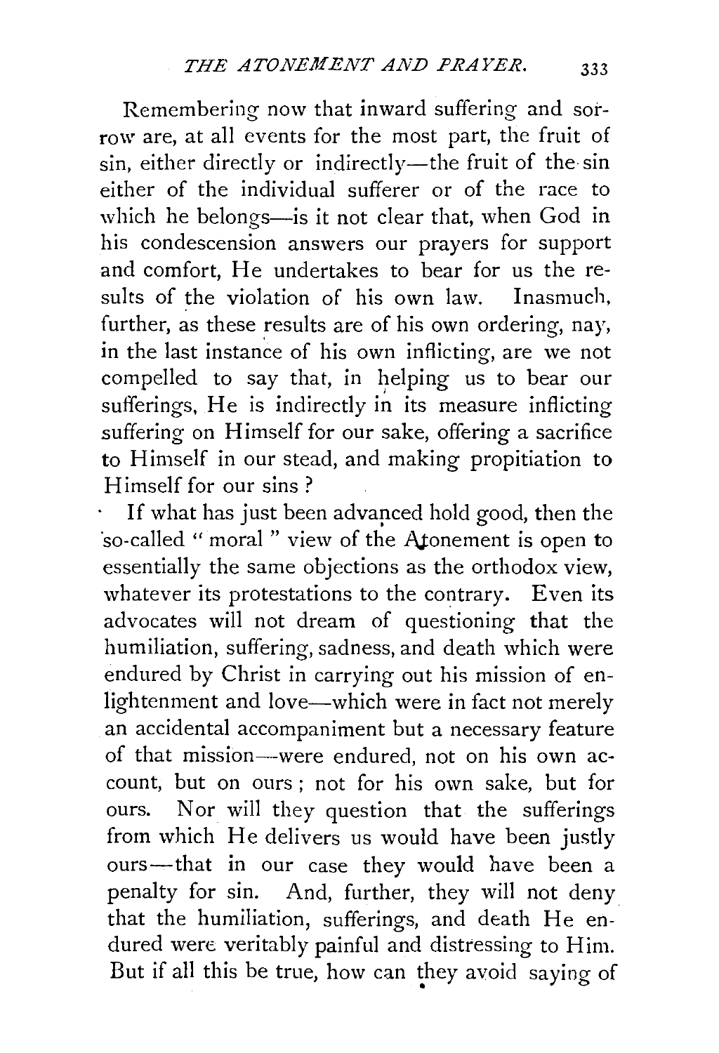Remembering now that inward suffering and sorrow are, at all events for the most part, the fruit of sin, either directly or indirectly—the fruit of the sin either of the individual sufferer or of the race to which he belongs—is it not clear that, when God in his condescension answers our prayers for support and comfort, He undertakes to bear for us the results of the violation of his own law. Inasmuch, further, as these results are of his own ordering, nay, in the last instance of his own inflicting, are we not compelled to say that, in helping us to bear our sufferings, He is indirectly in its measure inflicting suffering on Himself for our sake, offering a sacrifice to Himself in our stead, and making propitiation to Himself for our sins?

If what has just been advanced hold good, then the so-called "moral" view of the Atonement is open to essentially the same objections as the orthodox view, whatever its protestations to the contrary. Even its advocates will not dream of questioning that the humiliation, suffering, sadness, and death which were endured by Christ in carrying out his mission of enlightenment and love—which were in fact not merely an accidental accompaniment but a necessary feature of that mission—were endured, not on his own account, but on ours; not for his own sake, but for ours. Nor will they question that the sufferings from which He delivers us would have been justly ours—that in our case they would have been a penalty for sin. And, further, they will not deny that the humiliation, sufferings, and death He endured were veritably painful and distressing to Him. But if all this be true, how can they avoid saying of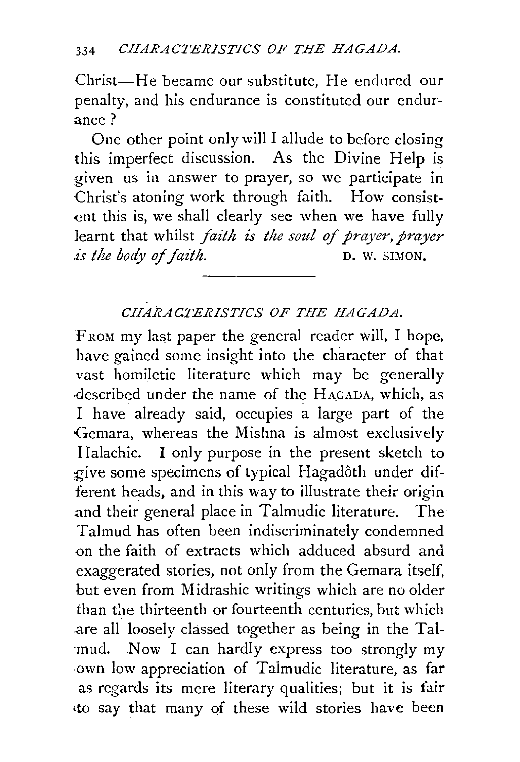Christ—He became our substitute, He endured our penalty, and his endurance is constituted our endurance?

One other point only will I allude to before closing this imperfect discussion. As the Divine Help is given us in answer to prayer, so we participate in Christ's atoning work through faith. How consistent this is, we shall clearly see when we have fully learnt that whilst *faith is the soul of prayer, prayer is the body of faith.*

D. W. SIMON.

---

## *CHARACTERISTICS OF THE HAGADA.*

FROM my last paper the general reader will, I hope, have gained some insight into the character of that vast homiletic literature which may be generally described under the name of the HAGADA, which, as I have already said, occupies a large part of the Gemara, whereas the Mishna is almost exclusively Halachic. I only purpose in the present sketch to give some specimens of typical Hagadôth under different heads, and in this way to illustrate their origin and their general place in Talmudic literature. The Talmud has often been indiscriminately condemned on the faith of extracts which adduced absurd and exaggerated stories, not only from the Gemara itself, but even from Midrashic writings which are no older than the thirteenth or fourteenth centuries, but which are all loosely classed together as being in the Talmud. Now I can hardly express too strongly my own low appreciation of Talmudic literature, as far as regards its mere literary qualities; but it is fair to say that many of these wild stories have been